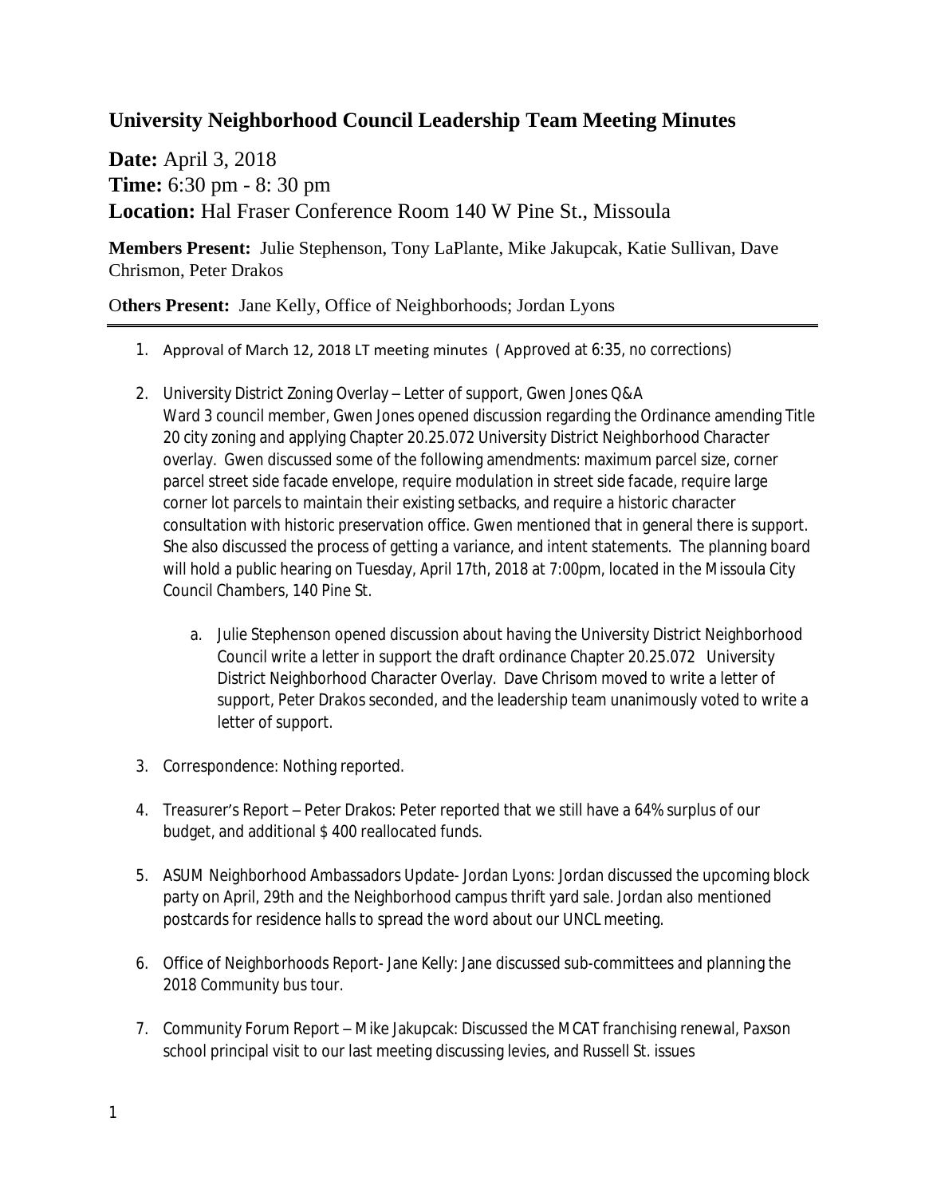## University Neighborhood Council Leadership Team Meeting Minutes

**Date:** April 3, 2018
**Time:** 6:30 pm - 8: 30 pm
**Location:** Hal Fraser Conference Room 140 W Pine St., Missoula

**Members Present:** Julie Stephenson, Tony LaPlante, Mike Jakupcak, Katie Sullivan, Dave Chrismon, Peter Drakos

O**thers Present:** Jane Kelly, Office of Neighborhoods; Jordan Lyons

---

1. Approval of March 12, 2018 LT meeting minutes ( Approved at 6:35, no corrections)

2. University District Zoning Overlay – Letter of support, Gwen Jones Q&A
   Ward 3 council member, Gwen Jones opened discussion regarding the Ordinance amending Title 20 city zoning and applying Chapter 20.25.072 University District Neighborhood Character overlay. Gwen discussed some of the following amendments: maximum parcel size, corner parcel street side facade envelope, require modulation in street side facade, require large corner lot parcels to maintain their existing setbacks, and require a historic character consultation with historic preservation office. Gwen mentioned that in general there is support. She also discussed the process of getting a variance, and intent statements. The planning board will hold a public hearing on Tuesday, April 17th, 2018 at 7:00pm, located in the Missoula City Council Chambers, 140 Pine St.

   a. Julie Stephenson opened discussion about having the University District Neighborhood Council write a letter in support the draft ordinance Chapter 20.25.072 University District Neighborhood Character Overlay. Dave Chrisom moved to write a letter of support, Peter Drakos seconded, and the leadership team unanimously voted to write a letter of support.

3. Correspondence: Nothing reported.

4. Treasurer's Report – Peter Drakos: Peter reported that we still have a 64% surplus of our budget, and additional $ 400 reallocated funds.

5. ASUM Neighborhood Ambassadors Update- Jordan Lyons: Jordan discussed the upcoming block party on April, 29th and the Neighborhood campus thrift yard sale. Jordan also mentioned postcards for residence halls to spread the word about our UNCL meeting.

6. Office of Neighborhoods Report- Jane Kelly: Jane discussed sub-committees and planning the 2018 Community bus tour.

7. Community Forum Report – Mike Jakupcak: Discussed the MCAT franchising renewal, Paxson school principal visit to our last meeting discussing levies, and Russell St. issues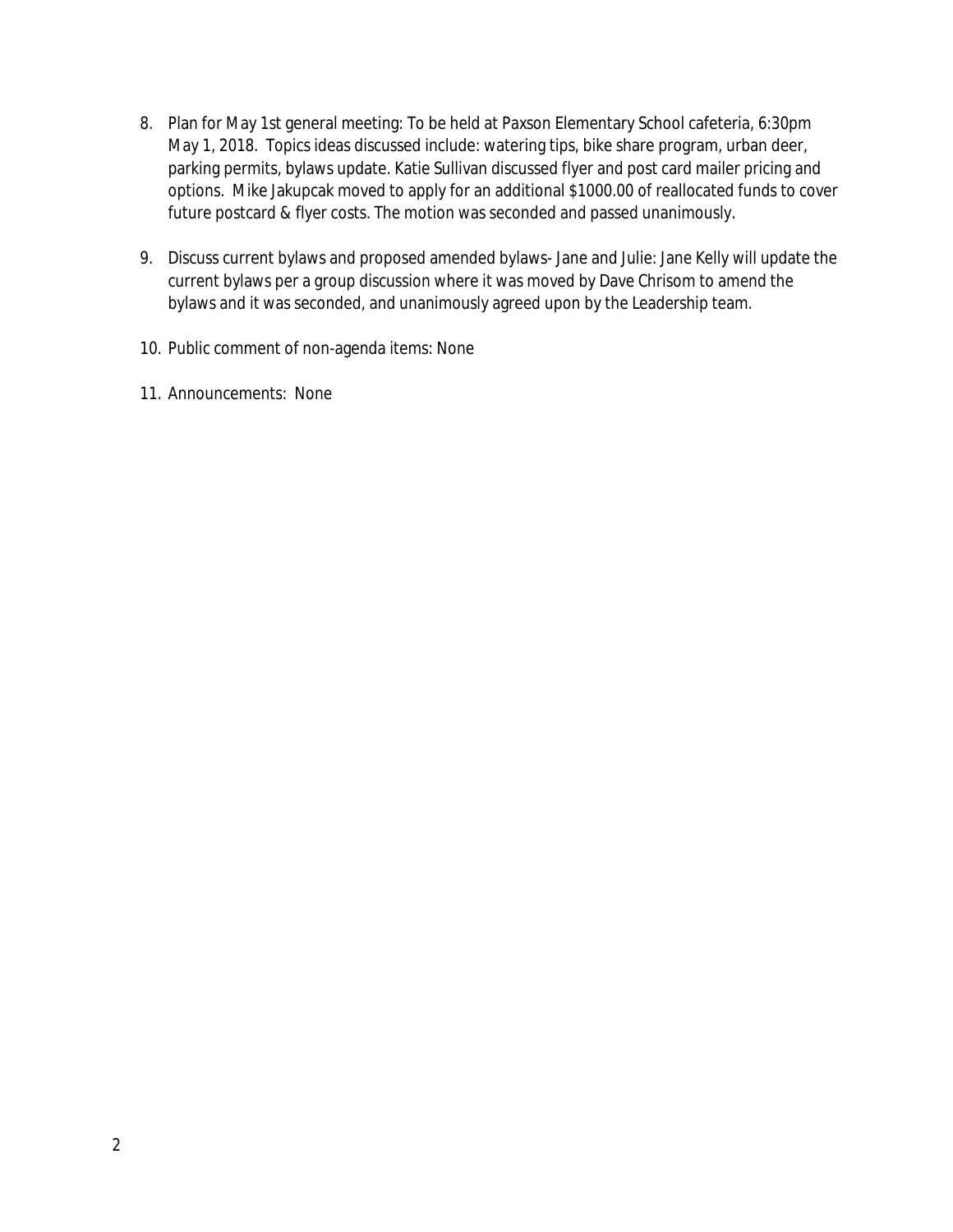8. Plan for May 1st general meeting: To be held at Paxson Elementary School cafeteria, 6:30pm May 1, 2018. Topics ideas discussed include: watering tips, bike share program, urban deer, parking permits, bylaws update. Katie Sullivan discussed flyer and post card mailer pricing and options. Mike Jakupcak moved to apply for an additional $1000.00 of reallocated funds to cover future postcard & flyer costs. The motion was seconded and passed unanimously.

9. Discuss current bylaws and proposed amended bylaws- Jane and Julie: Jane Kelly will update the current bylaws per a group discussion where it was moved by Dave Chrisom to amend the bylaws and it was seconded, and unanimously agreed upon by the Leadership team.

10. Public comment of non-agenda items: None

11. Announcements: None